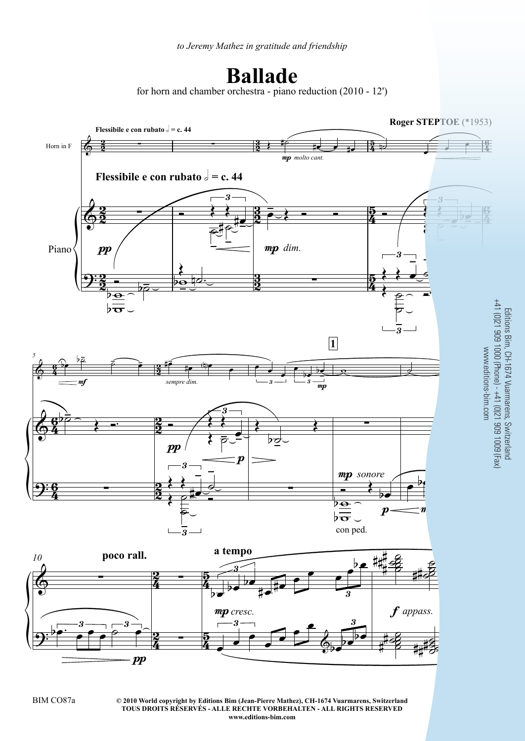*to Jeremy Mathez in gratitude and friendship*

# Ballade

for horn and chamber orchestra - piano reduction (2010 - 12')

**Roger STEPTOE** (*1953)

Editions Bim, CH-1674 Vuarmarens, Switzerland
+41 (0)21 909 1000 (Phone) - +41 (0)21 909 1009 (Fax)
www.editions-bim.com

BIM CO87a

**© 2010 World copyright by Editions Bim (Jean-Pierre Mathez), CH-1674 Vuarmarens, Switzerland**
**TOUS DROITS RÉSERVÉS - ALLE RECHTE VORBEHALTEN - ALL RIGHTS RESERVED**
**www.editions-bim.com**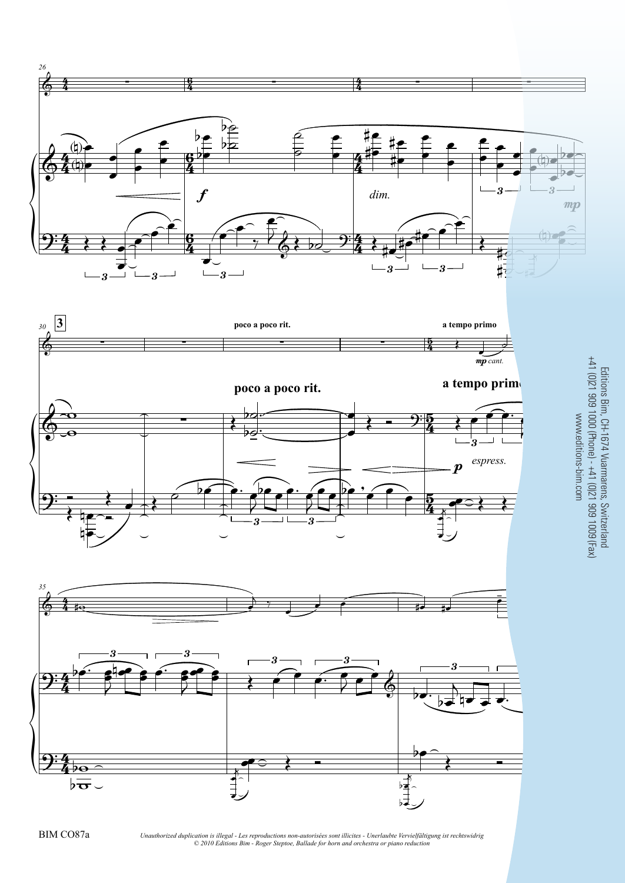poco a poco rit.

a tempo primo

*mp cant.*

*espress.*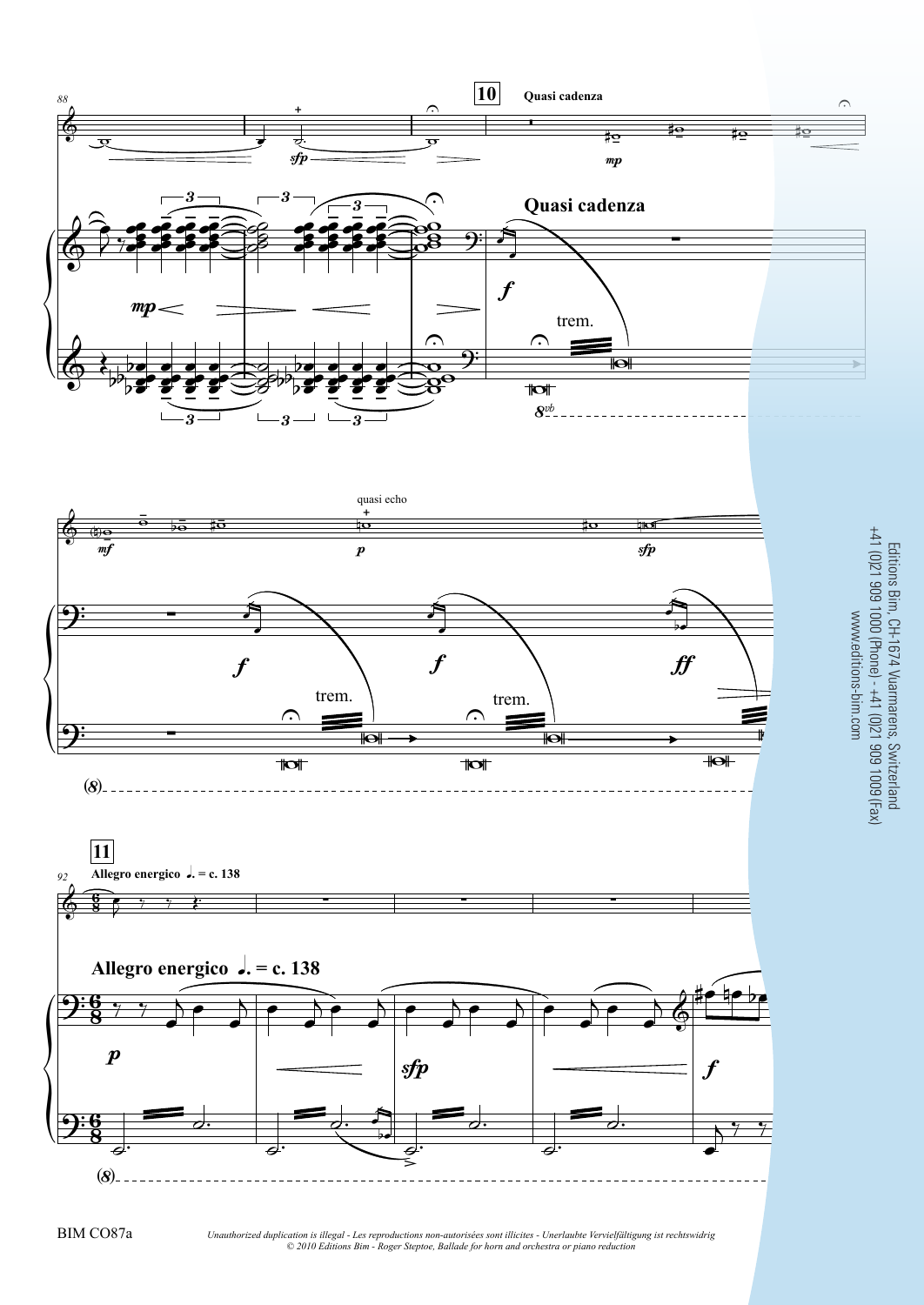**10** Quasi cadenza

Quasi cadenza

trem.

quasi echo

trem.

trem.

**11** Allegro energico ♩. = c. 138

Allegro energico ♩. = c. 138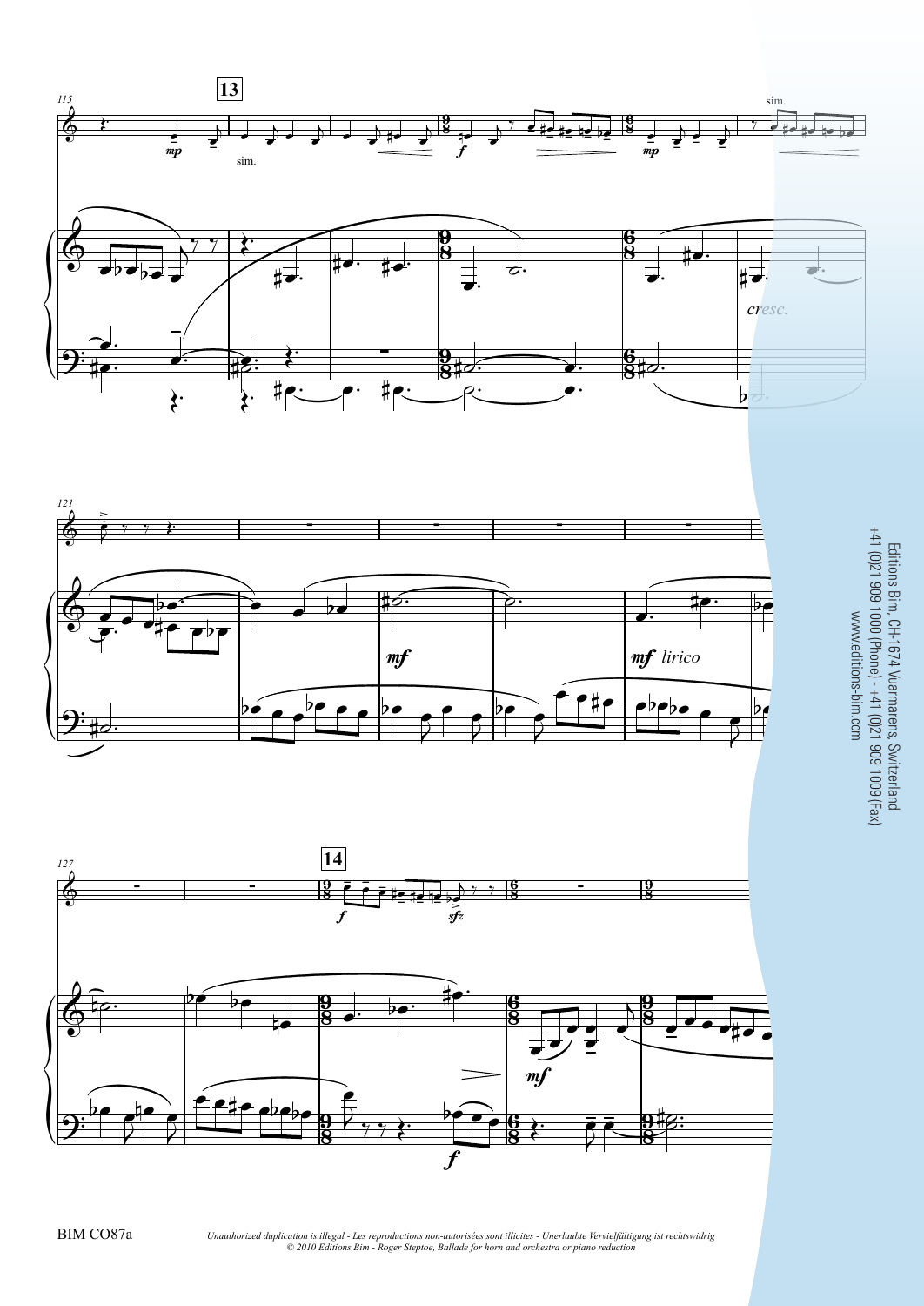Editions Bim, CH-1674 Vuarmarens, Switzerland
+41 (0)21 909 1000 (Phone) - +41 (0)21 909 1009 (Fax)
www.editions-bim.com

BIM CO87a

*Unauthorized duplication is illegal - Les reproductions non-autorisées sont illicites - Unerlaubte Vervielfältigung ist rechtswidrig*
*© 2010 Editions Bim - Roger Steptoe, Ballade for horn and orchestra or piano reduction*